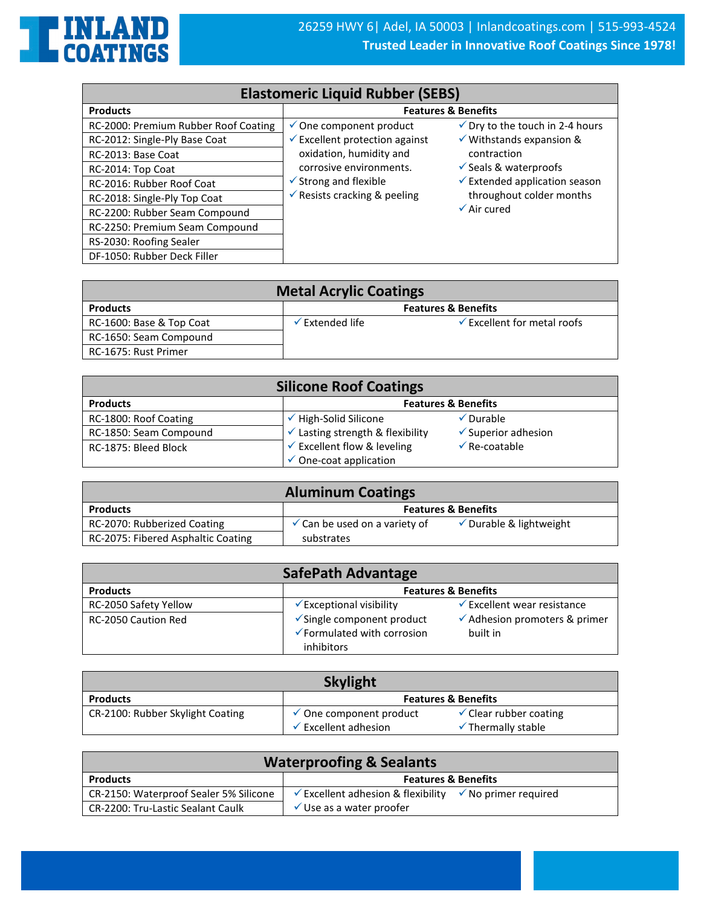# INLAND COATINGS

26259 HWY 6| Adel, IA 50003 | Inlandcoatings.com | 515-993-4524

**Trusted Leader in Innovative Roof Coatings Since 1978!**

## Elastomeric Liquid Rubber (SEBS)

| Products | Features & Benefits |
|---|---|
| RC-2000: Premium Rubber Roof Coating | ✓ One component product<br>✓ Excellent protection against oxidation, humidity and corrosive environments.<br>✓ Strong and flexible<br>✓ Resists cracking & peeling<br>✓ Dry to the touch in 2-4 hours<br>✓ Withstands expansion & contraction<br>✓ Seals & waterproofs<br>✓ Extended application season throughout colder months<br>✓ Air cured |
| RC-2012: Single-Ply Base Coat | |
| RC-2013: Base Coat | |
| RC-2014: Top Coat | |
| RC-2016: Rubber Roof Coat | |
| RC-2018: Single-Ply Top Coat | |
| RC-2200: Rubber Seam Compound | |
| RC-2250: Premium Seam Compound | |
| RS-2030: Roofing Sealer | |
| DF-1050: Rubber Deck Filler | |

## Metal Acrylic Coatings

| Products | Features & Benefits |
|---|---|
| RC-1600: Base & Top Coat | ✓ Extended life<br>✓ Excellent for metal roofs |
| RC-1650: Seam Compound | |
| RC-1675: Rust Primer | |

## Silicone Roof Coatings

| Products | Features & Benefits |
|---|---|
| RC-1800: Roof Coating | ✓ High-Solid Silicone<br>✓ Lasting strength & flexibility<br>✓ Excellent flow & leveling<br>✓ One-coat application<br>✓ Durable<br>✓ Superior adhesion<br>✓ Re-coatable |
| RC-1850: Seam Compound | |
| RC-1875: Bleed Block | |

## Aluminum Coatings

| Products | Features & Benefits |
|---|---|
| RC-2070: Rubberized Coating | ✓ Can be used on a variety of substrates<br>✓ Durable & lightweight |
| RC-2075: Fibered Asphaltic Coating | |

## SafePath Advantage

| Products | Features & Benefits |
|---|---|
| RC-2050 Safety Yellow | ✓ Exceptional visibility<br>✓ Single component product<br>✓ Formulated with corrosion inhibitors<br>✓ Excellent wear resistance<br>✓ Adhesion promoters & primer built in |
| RC-2050 Caution Red | |

## Skylight

| Products | Features & Benefits |
|---|---|
| CR-2100: Rubber Skylight Coating | ✓ One component product<br>✓ Excellent adhesion<br>✓ Clear rubber coating<br>✓ Thermally stable |

## Waterproofing & Sealants

| Products | Features & Benefits |
|---|---|
| CR-2150: Waterproof Sealer 5% Silicone | ✓ Excellent adhesion & flexibility<br>✓ Use as a water proofer<br>✓ No primer required |
| CR-2200: Tru-Lastic Sealant Caulk | |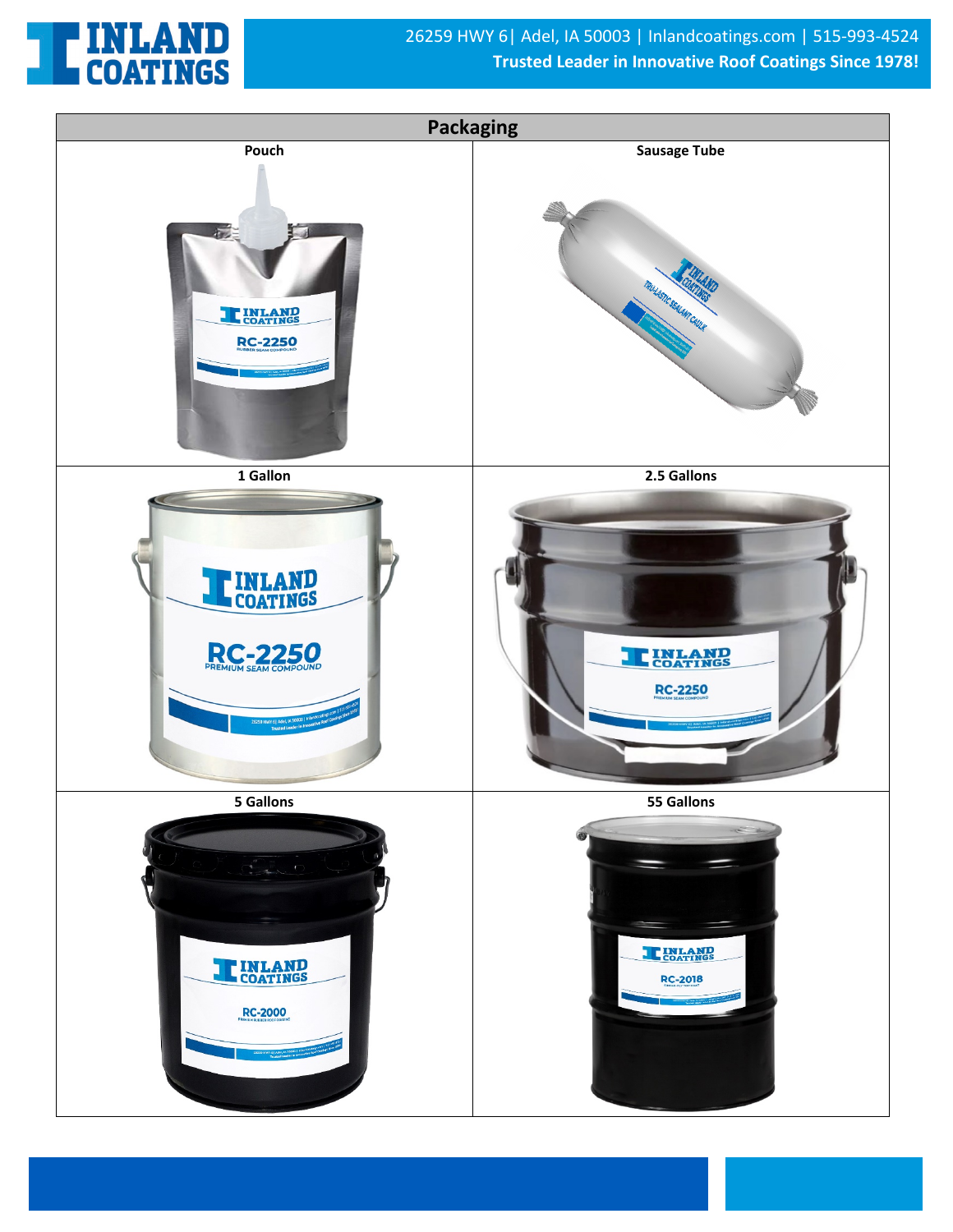| Packaging | |
|---|---|
| Pouch | Sausage Tube |
| 1 Gallon | 2.5 Gallons |
| 5 Gallons | 55 Gallons |